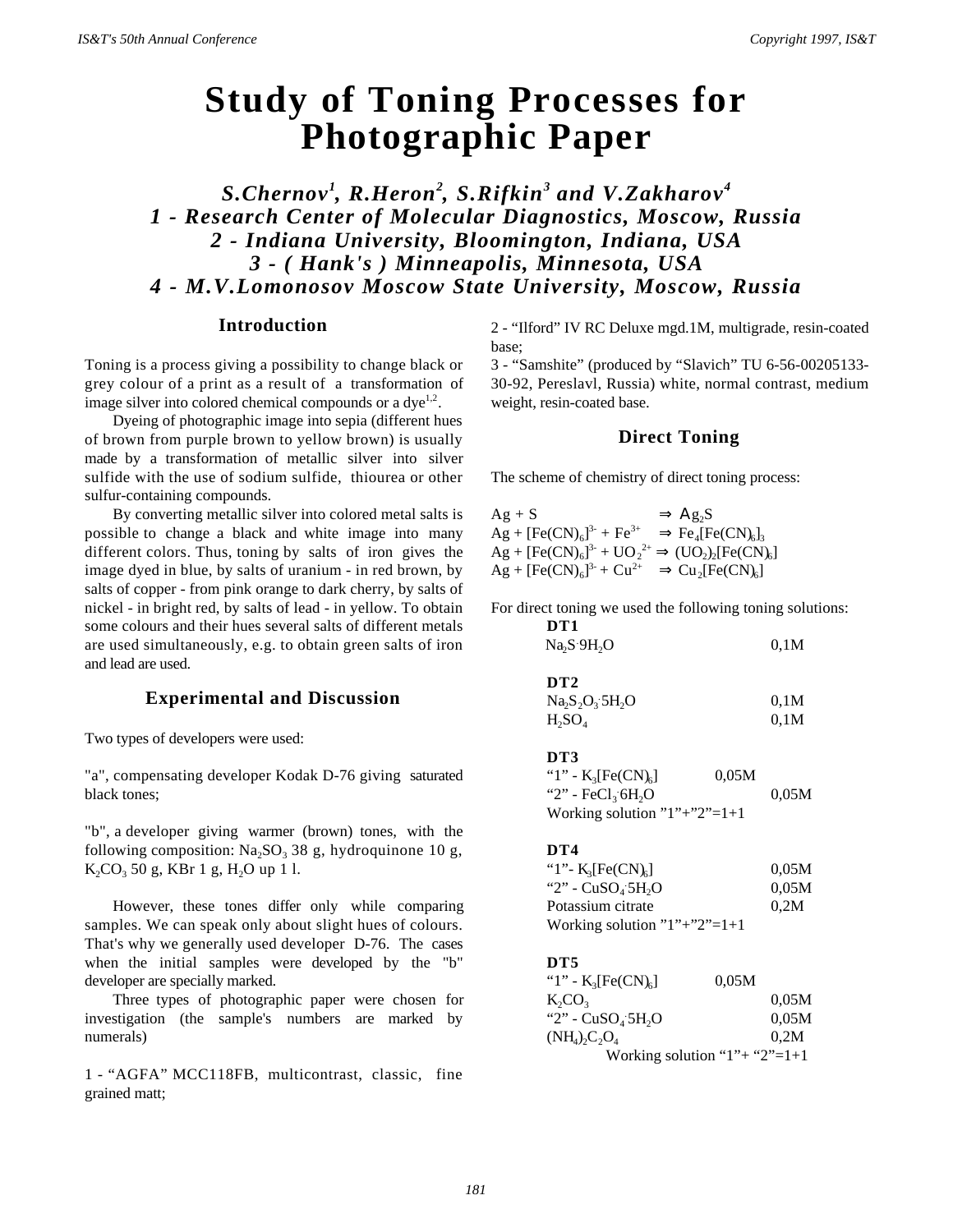# Study of Toning Processes for Photographic Paper

***S.Chernov[1], R.Heron[2], S.Rifkin[3] and V.Zakharov[4]***
***1 - Research Center of Molecular Diagnostics, Moscow, Russia***
***2 - Indiana University, Bloomington, Indiana, USA***
***3 - ( Hank's ) Minneapolis, Minnesota, USA***
***4 - M.V.Lomonosov Moscow State University, Moscow, Russia***

## Introduction

Toning is a process giving a possibility to change black or grey colour of a print as a result of a transformation of image silver into colored chemical compounds or a dye[1,2].

Dyeing of photographic image into sepia (different hues of brown from purple brown to yellow brown) is usually made by a transformation of metallic silver into silver sulfide with the use of sodium sulfide, thiourea or other sulfur-containing compounds.

By converting metallic silver into colored metal salts is possible to change a black and white image into many different colors. Thus, toning by salts of iron gives the image dyed in blue, by salts of uranium - in red brown, by salts of copper - from pink orange to dark cherry, by salts of nickel - in bright red, by salts of lead - in yellow. To obtain some colours and their hues several salts of different metals are used simultaneously, e.g. to obtain green salts of iron and lead are used.

## Experimental and Discussion

Two types of developers were used:

"a", compensating developer Kodak D-76 giving saturated black tones;

"b", a developer giving warmer (brown) tones, with the following composition: $Na_2SO_3$ 38 g, hydroquinone 10 g, $K_2CO_3$ 50 g, KBr 1 g, $H_2O$ up 1 l.

However, these tones differ only while comparing samples. We can speak only about slight hues of colours. That's why we generally used developer D-76. The cases when the initial samples were developed by the "b" developer are specially marked.

Three types of photographic paper were chosen for investigation (the sample's numbers are marked by numerals)

1 - "AGFA" MCC118FB, multicontrast, classic, fine grained matt;

2 - "Ilford" IV RC Deluxe mgd.1M, multigrade, resin-coated base;

3 - "Samshite" (produced by "Slavich" TU 6-56-00205133-30-92, Pereslavl, Russia) white, normal contrast, medium weight, resin-coated base.

## Direct Toning

The scheme of chemistry of direct toning process:

$$Ag + S \Rightarrow Ag_2S$$
$$Ag + [Fe(CN)_6]^{3-} + Fe^{3+} \Rightarrow Fe_4[Fe(CN)_6]_3$$
$$Ag + [Fe(CN)_6]^{3-} + UO_2^{2+} \Rightarrow (UO_2)_2[Fe(CN)_6]$$
$$Ag + [Fe(CN)_6]^{3-} + Cu^{2+} \Rightarrow Cu_2[Fe(CN)_6]$$

For direct toning we used the following toning solutions:

**DT1**

| | |
|---|---|
| $Na_2S \cdot 9H_2O$ | 0,1M |

**DT2**

| | |
|---|---|
| $Na_2S_2O_3 \cdot 5H_2O$ | 0,1M |
| $H_2SO_4$ | 0,1M |

**DT3**

| | |
|---|---|
| "1" - $K_3[Fe(CN)_6]$ | 0,05M |
| "2" - $FeCl_3 \cdot 6H_2O$ | 0,05M |
| Working solution "1"+"2"=1+1 | |

**DT4**

| | |
|---|---|
| "1"- $K_3[Fe(CN)_6]$ | 0,05M |
| "2" - $CuSO_4 \cdot 5H_2O$ | 0,05M |
| Potassium citrate | 0,2M |
| Working solution "1"+"2"=1+1 | |

**DT5**

| | |
|---|---|
| "1" - $K_3[Fe(CN)_6]$ | 0,05M |
| $K_2CO_3$ | 0,05M |
| "2" - $CuSO_4 \cdot 5H_2O$ | 0,05M |
| $(NH_4)_2C_2O_4$ | 0,2M |
| Working solution "1"+ "2"=1+1 | |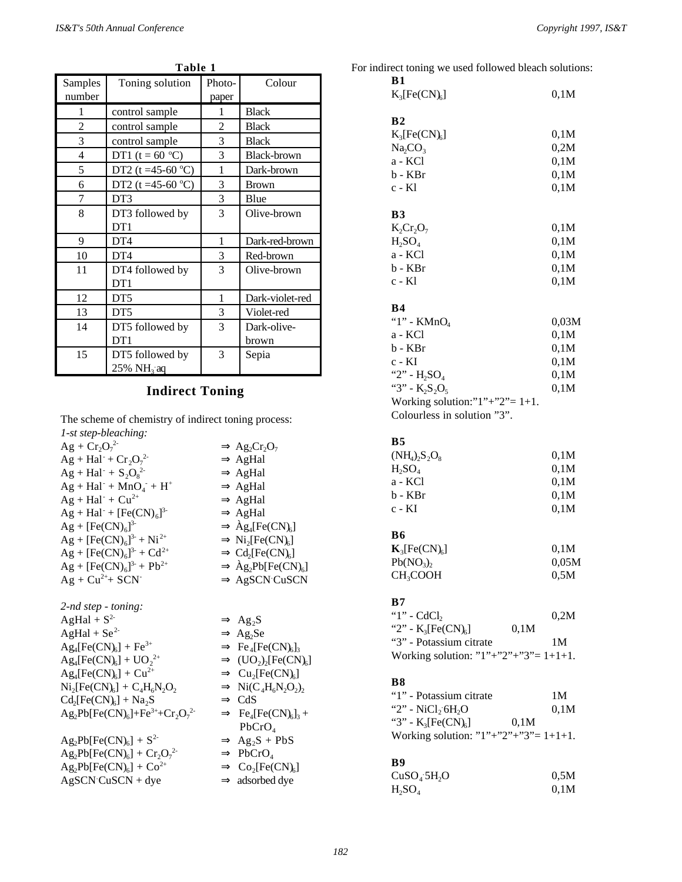**Table 1**

| Samples number | Toning solution | Photo-paper | Colour |
|---|---|---|---|
| 1 | control sample | 1 | Black |
| 2 | control sample | 2 | Black |
| 3 | control sample | 3 | Black |
| 4 | DT1 (t = 60 ºC) | 3 | Black-brown |
| 5 | DT2 (t =45-60 ºC) | 1 | Dark-brown |
| 6 | DT2 (t =45-60 ºC) | 3 | Brown |
| 7 | DT3 | 3 | Blue |
| 8 | DT3 followed by DT1 | 3 | Olive-brown |
| 9 | DT4 | 1 | Dark-red-brown |
| 10 | DT4 | 3 | Red-brown |
| 11 | DT4 followed by DT1 | 3 | Olive-brown |
| 12 | DT5 | 1 | Dark-violet-red |
| 13 | DT5 | 3 | Violet-red |
| 14 | DT5 followed by DT1 | 3 | Dark-olive-brown |
| 15 | DT5 followed by 25% $NH_3$ aq | 3 | Sepia |

## Indirect Toning

The scheme of chemistry of indirect toning process:

*1-st step-bleaching:*

$Ag + Cr_2O_7^{2-} \Rightarrow Ag_2Cr_2O_7$
$Ag + Hal^- + Cr_2O_7^{2-} \Rightarrow AgHal$
$Ag + Hal^- + S_2O_8^{2-} \Rightarrow AgHal$
$Ag + Hal^- + MnO_4^- + H^+ \Rightarrow AgHal$
$Ag + Hal^- + Cu^{2+} \Rightarrow AgHal$
$Ag + Hal^- + [Fe(CN)_6]^{3-} \Rightarrow AgHal$
$Ag + [Fe(CN)_6]^{3-} \Rightarrow Ag_4[Fe(CN)_6]$
$Ag + [Fe(CN)_6]^{3-} + Ni^{2+} \Rightarrow Ni_2[Fe(CN)_6]$
$Ag + [Fe(CN)_6]^{3-} + Cd^{2+} \Rightarrow Cd_2[Fe(CN)_6]$
$Ag + [Fe(CN)_6]^{3-} + Pb^{2+} \Rightarrow Ag_2Pb[Fe(CN)_6]$
$Ag + Cu^{2+} + SCN^- \Rightarrow AgSCN \cdot CuSCN$

*2-nd step - toning:*

$AgHal + S^{2-} \Rightarrow Ag_2S$
$AgHal + Se^{2-} \Rightarrow Ag_2Se$
$Ag_4[Fe(CN)_6] + Fe^{3+} \Rightarrow Fe_4[Fe(CN)_6]_3$
$Ag_4[Fe(CN)_6] + UO_2^{2+} \Rightarrow (UO_2)_2[Fe(CN)_6]$
$Ag_4[Fe(CN)_6] + Cu^{2+} \Rightarrow Cu_2[Fe(CN)_6]$
$Ni_2[Fe(CN)_6] + C_4H_6N_2O_2 \Rightarrow Ni(C_4H_6N_2O_2)_2$
$Cd_2[Fe(CN)_6] + Na_2S \Rightarrow CdS$
$Ag_2Pb[Fe(CN)_6] + Fe^{3+} + Cr_2O_7^{2-} \Rightarrow Fe_4[Fe(CN)_6]_3 + PbCrO_4$
$Ag_2Pb[Fe(CN)_6] + S^{2-} \Rightarrow Ag_2S + PbS$
$Ag_2Pb[Fe(CN)_6] + Cr_2O_7^{2-} \Rightarrow PbCrO_4$
$Ag_2Pb[Fe(CN)_6] + Co^{2+} \Rightarrow Co_2[Fe(CN)_6]$
$AgSCN \cdot CuSCN$ + dye $\Rightarrow$ adsorbed dye

For indirect toning we used followed bleach solutions:

**B1**
$K_3[Fe(CN)_6]$ 0,1M

**B2**
$K_3[Fe(CN)_6]$ 0,1M
$Na_2CO_3$ 0,2M
a - KCl 0,1M
b - KBr 0,1M
c - KI 0,1M

**B3**
$K_2Cr_2O_7$ 0,1M
$H_2SO_4$ 0,1M
a - KCl 0,1M
b - KBr 0,1M
c - KI 0,1M

**B4**
"1" - $KMnO_4$ 0,03M
a - KCl 0,1M
b - KBr 0,1M
c - KI 0,1M
"2" - $H_2SO_4$ 0,1M
"3" - $K_2S_2O_5$ 0,1M
Working solution:"1"+"2"= 1+1.
Colourless in solution "3".

**B5**
$(NH_4)_2S_2O_8$ 0,1M
$H_2SO_4$ 0,1M
a - KCl 0,1M
b - KBr 0,1M
c - KI 0,1M

**B6**
$K_3[Fe(CN)_6]$ 0,1M
$Pb(NO_3)_2$ 0,05M
$CH_3COOH$ 0,5M

**B7**
"1" - $CdCl_2$ 0,2M
"2" - $K_3[Fe(CN)_6]$ 0,1M
"3" - Potassium citrate 1M
Working solution: "1"+"2"+"3"= 1+1+1.

**B8**
"1" - Potassium citrate 1M
"2" - $NiCl_2 \cdot 6H_2O$ 0,1M
"3" - $K_3[Fe(CN)_6]$ 0,1M
Working solution: "1"+"2"+"3"= 1+1+1.

**B9**
$CuSO_4 \cdot 5H_2O$ 0,5M
$H_2SO_4$ 0,1M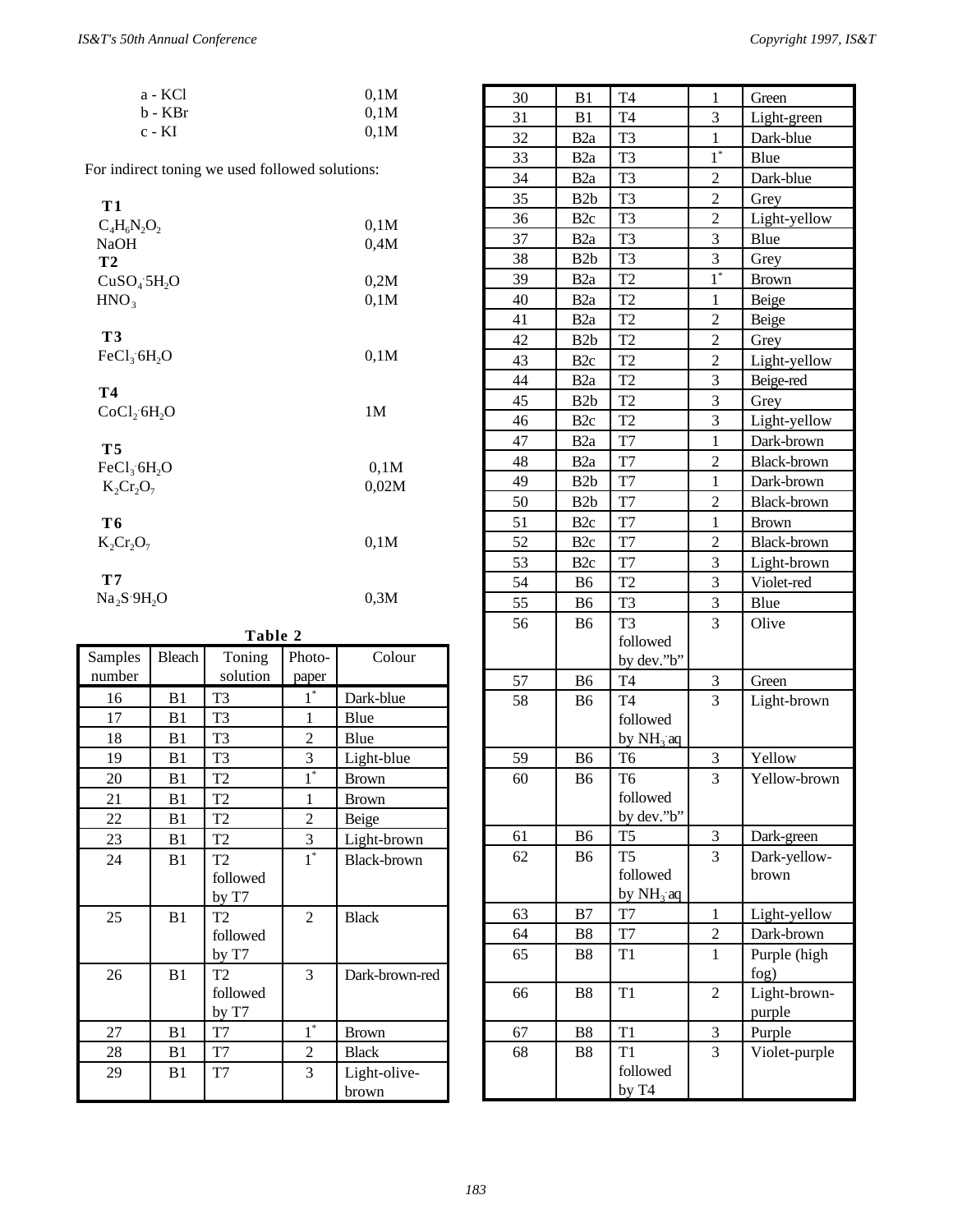a - KCl 0,1M
b - KBr 0,1M
c - KI 0,1M

For indirect toning we used followed solutions:

**T1**
$C_4H_6N_2O_2$ 0,1M
NaOH 0,4M

**T2**
$CuSO_4 \cdot 5H_2O$ 0,2M
$HNO_3$ 0,1M

**T3**
$FeCl_3 \cdot 6H_2O$ 0,1M

**T4**
$CoCl_2 \cdot 6H_2O$ 1M

**T5**
$FeCl_3 \cdot 6H_2O$ 0,1M
$K_2Cr_2O_7$ 0,02M

**T6**
$K_2Cr_2O_7$ 0,1M

**T7**
$Na_2S \cdot 9H_2O$ 0,3M

**Table 2**

| Samples number | Bleach | Toning solution | Photo-paper | Colour |
|---|---|---|---|---|
| 16 | B1 | T3 | 1* | Dark-blue |
| 17 | B1 | T3 | 1 | Blue |
| 18 | B1 | T3 | 2 | Blue |
| 19 | B1 | T3 | 3 | Light-blue |
| 20 | B1 | T2 | 1* | Brown |
| 21 | B1 | T2 | 1 | Brown |
| 22 | B1 | T2 | 2 | Beige |
| 23 | B1 | T2 | 3 | Light-brown |
| 24 | B1 | T2 followed by T7 | 1* | Black-brown |
| 25 | B1 | T2 followed by T7 | 2 | Black |
| 26 | B1 | T2 followed by T7 | 3 | Dark-brown-red |
| 27 | B1 | T7 | 1* | Brown |
| 28 | B1 | T7 | 2 | Black |
| 29 | B1 | T7 | 3 | Light-olive-brown |
| 30 | B1 | T4 | 1 | Green |
| 31 | B1 | T4 | 3 | Light-green |
| 32 | B2a | T3 | 1 | Dark-blue |
| 33 | B2a | T3 | 1* | Blue |
| 34 | B2a | T3 | 2 | Dark-blue |
| 35 | B2b | T3 | 2 | Grey |
| 36 | B2c | T3 | 2 | Light-yellow |
| 37 | B2a | T3 | 3 | Blue |
| 38 | B2b | T3 | 3 | Grey |
| 39 | B2a | T2 | 1* | Brown |
| 40 | B2a | T2 | 1 | Beige |
| 41 | B2a | T2 | 2 | Beige |
| 42 | B2b | T2 | 2 | Grey |
| 43 | B2c | T2 | 2 | Light-yellow |
| 44 | B2a | T2 | 3 | Beige-red |
| 45 | B2b | T2 | 3 | Grey |
| 46 | B2c | T2 | 3 | Light-yellow |
| 47 | B2a | T7 | 1 | Dark-brown |
| 48 | B2a | T7 | 2 | Black-brown |
| 49 | B2b | T7 | 1 | Dark-brown |
| 50 | B2b | T7 | 2 | Black-brown |
| 51 | B2c | T7 | 1 | Brown |
| 52 | B2c | T7 | 2 | Black-brown |
| 53 | B2c | T7 | 3 | Light-brown |
| 54 | B6 | T2 | 3 | Violet-red |
| 55 | B6 | T3 | 3 | Blue |
| 56 | B6 | T3 followed by dev."b" | 3 | Olive |
| 57 | B6 | T4 | 3 | Green |
| 58 | B6 | T4 followed by $NH_3 \cdot aq$ | 3 | Light-brown |
| 59 | B6 | T6 | 3 | Yellow |
| 60 | B6 | T6 followed by dev."b" | 3 | Yellow-brown |
| 61 | B6 | T5 | 3 | Dark-green |
| 62 | B6 | T5 followed by $NH_3 \cdot aq$ | 3 | Dark-yellow-brown |
| 63 | B7 | T7 | 1 | Light-yellow |
| 64 | B8 | T7 | 2 | Dark-brown |
| 65 | B8 | T1 | 1 | Purple (high fog) |
| 66 | B8 | T1 | 2 | Light-brown-purple |
| 67 | B8 | T1 | 3 | Purple |
| 68 | B8 | T1 followed by T4 | 3 | Violet-purple |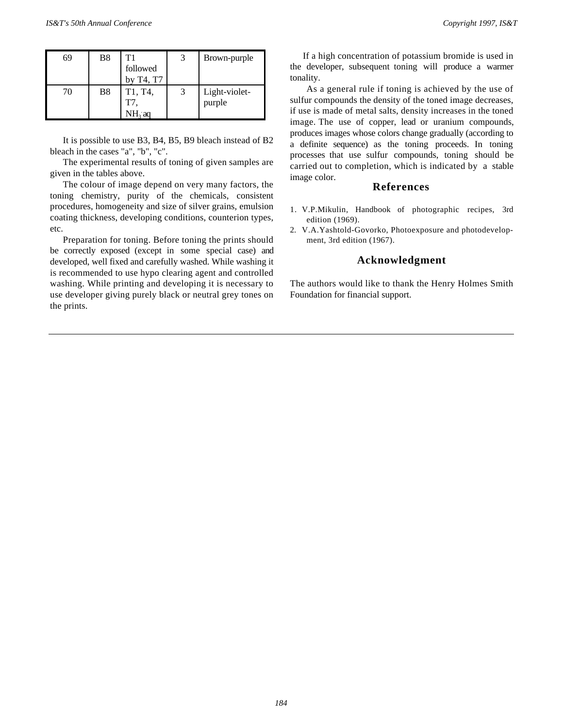| | | | | |
|---|---|---|---|---|
| 69 | B8 | T1 followed by T4, T7 | 3 | Brown-purple |
| 70 | B8 | T1, T4, T7, $NH_3$ aq | 3 | Light-violet-purple |

It is possible to use B3, B4, B5, B9 bleach instead of B2 bleach in the cases "a", "b", "c".

The experimental results of toning of given samples are given in the tables above.

The colour of image depend on very many factors, the toning chemistry, purity of the chemicals, consistent procedures, homogeneity and size of silver grains, emulsion coating thickness, developing conditions, counterion types, etc.

Preparation for toning. Before toning the prints should be correctly exposed (except in some special case) and developed, well fixed and carefully washed. While washing it is recommended to use hypo clearing agent and controlled washing. While printing and developing it is necessary to use developer giving purely black or neutral grey tones on the prints.

If a high concentration of potassium bromide is used in the developer, subsequent toning will produce a warmer tonality.

As a general rule if toning is achieved by the use of sulfur compounds the density of the toned image decreases, if use is made of metal salts, density increases in the toned image. The use of copper, lead or uranium compounds, produces images whose colors change gradually (according to a definite sequence) as the toning proceeds. In toning processes that use sulfur compounds, toning should be carried out to completion, which is indicated by a stable image color.

## References

1. V.P.Mikulin, Handbook of photographic recipes, 3rd edition (1969).
2. V.A.Yashtold-Govorko, Photoexposure and photodevelopment, 3rd edition (1967).

## Acknowledgment

The authors would like to thank the Henry Holmes Smith Foundation for financial support.